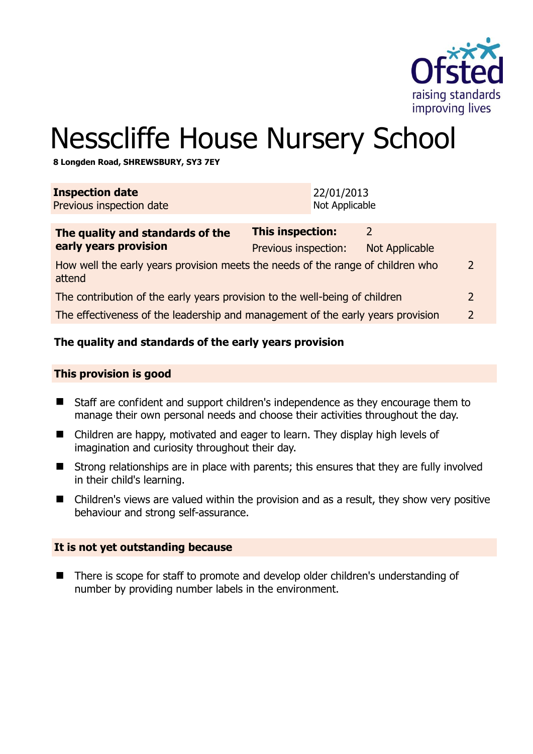# Nesscliffe House Nursery School

**8 Longden Road, SHREWSBURY, SY3 7EY**

| **Inspection date** | 22/01/2013 |
|---|---|
| Previous inspection date | Not Applicable |

| **The quality and standards of the early years provision** | **This inspection:** | 2 |
|---|---|---|
| | Previous inspection: | Not Applicable |
| How well the early years provision meets the needs of the range of children who attend | | 2 |
| The contribution of the early years provision to the well-being of children | | 2 |
| The effectiveness of the leadership and management of the early years provision | | 2 |

## The quality and standards of the early years provision

### This provision is good

- Staff are confident and support children's independence as they encourage them to manage their own personal needs and choose their activities throughout the day.
- Children are happy, motivated and eager to learn. They display high levels of imagination and curiosity throughout their day.
- Strong relationships are in place with parents; this ensures that they are fully involved in their child's learning.
- Children's views are valued within the provision and as a result, they show very positive behaviour and strong self-assurance.

### It is not yet outstanding because

- There is scope for staff to promote and develop older children's understanding of number by providing number labels in the environment.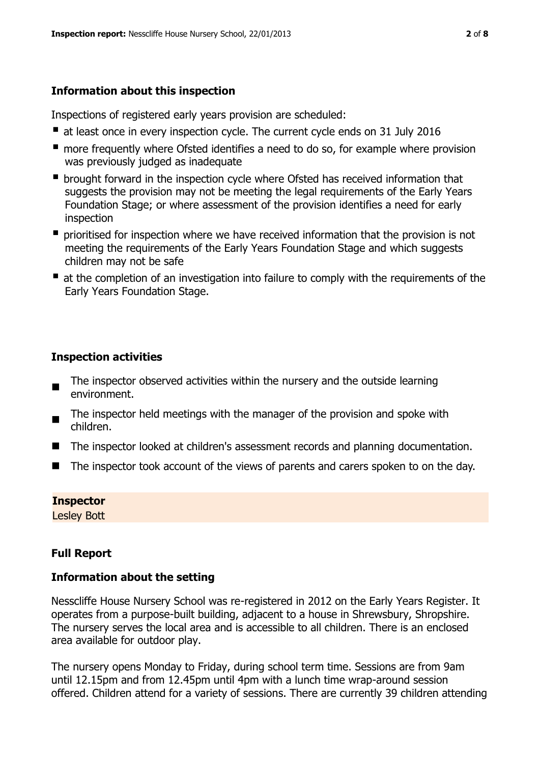### Information about this inspection

Inspections of registered early years provision are scheduled:

- at least once in every inspection cycle. The current cycle ends on 31 July 2016
- more frequently where Ofsted identifies a need to do so, for example where provision was previously judged as inadequate
- brought forward in the inspection cycle where Ofsted has received information that suggests the provision may not be meeting the legal requirements of the Early Years Foundation Stage; or where assessment of the provision identifies a need for early inspection
- prioritised for inspection where we have received information that the provision is not meeting the requirements of the Early Years Foundation Stage and which suggests children may not be safe
- at the completion of an investigation into failure to comply with the requirements of the Early Years Foundation Stage.

### Inspection activities

- The inspector observed activities within the nursery and the outside learning environment.
- The inspector held meetings with the manager of the provision and spoke with children.
- The inspector looked at children's assessment records and planning documentation.
- The inspector took account of the views of parents and carers spoken to on the day.

**Inspector**
Lesley Bott

### Full Report

### Information about the setting

Nesscliffe House Nursery School was re-registered in 2012 on the Early Years Register. It operates from a purpose-built building, adjacent to a house in Shrewsbury, Shropshire. The nursery serves the local area and is accessible to all children. There is an enclosed area available for outdoor play.

The nursery opens Monday to Friday, during school term time. Sessions are from 9am until 12.15pm and from 12.45pm until 4pm with a lunch time wrap-around session offered. Children attend for a variety of sessions. There are currently 39 children attending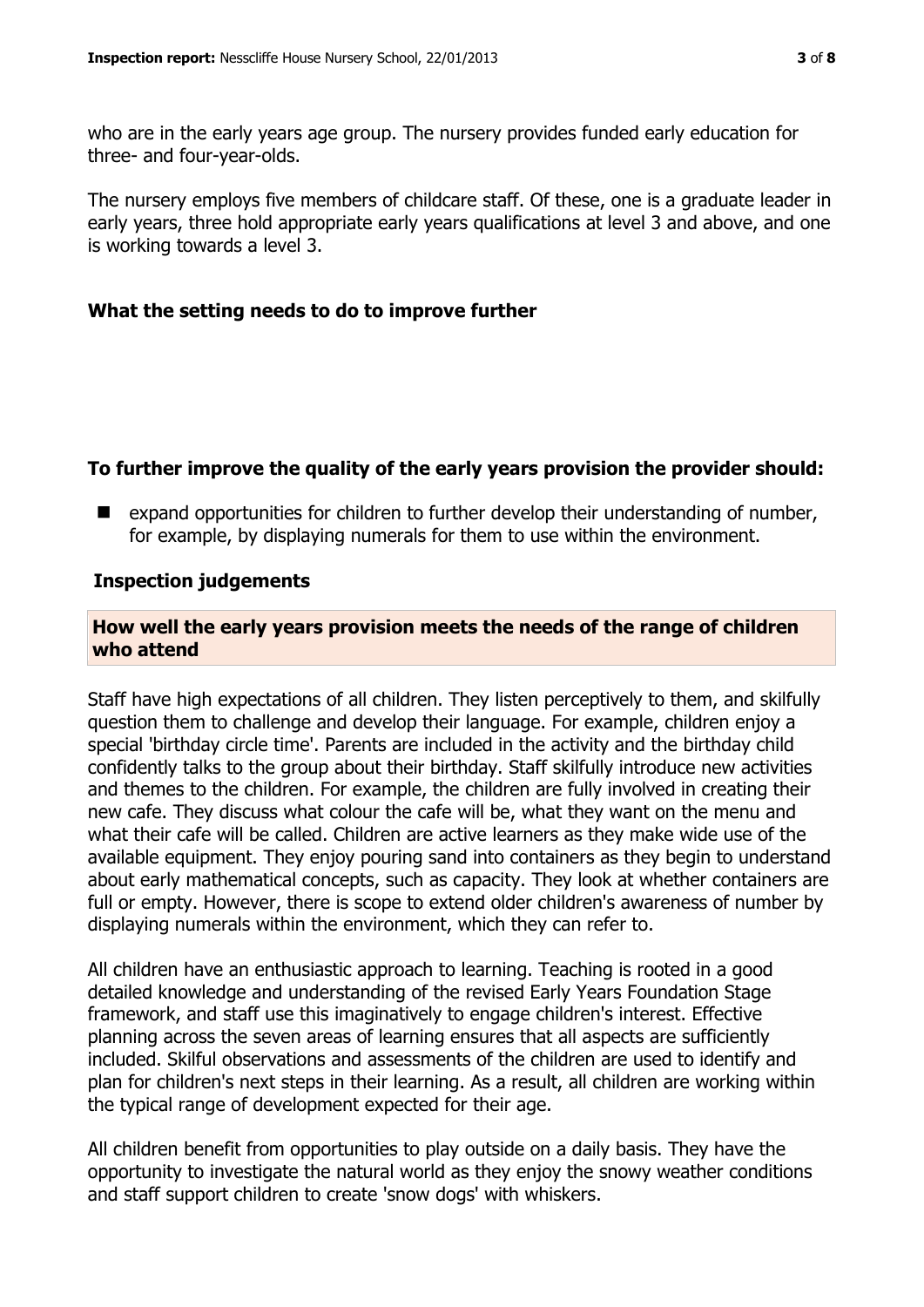who are in the early years age group. The nursery provides funded early education for three- and four-year-olds.

The nursery employs five members of childcare staff. Of these, one is a graduate leader in early years, three hold appropriate early years qualifications at level 3 and above, and one is working towards a level 3.

## What the setting needs to do to improve further

### To further improve the quality of the early years provision the provider should:

- expand opportunities for children to further develop their understanding of number, for example, by displaying numerals for them to use within the environment.

## Inspection judgements

### How well the early years provision meets the needs of the range of children who attend

Staff have high expectations of all children. They listen perceptively to them, and skilfully question them to challenge and develop their language. For example, children enjoy a special 'birthday circle time'. Parents are included in the activity and the birthday child confidently talks to the group about their birthday. Staff skilfully introduce new activities and themes to the children. For example, the children are fully involved in creating their new cafe. They discuss what colour the cafe will be, what they want on the menu and what their cafe will be called. Children are active learners as they make wide use of the available equipment. They enjoy pouring sand into containers as they begin to understand about early mathematical concepts, such as capacity. They look at whether containers are full or empty. However, there is scope to extend older children's awareness of number by displaying numerals within the environment, which they can refer to.

All children have an enthusiastic approach to learning. Teaching is rooted in a good detailed knowledge and understanding of the revised Early Years Foundation Stage framework, and staff use this imaginatively to engage children's interest. Effective planning across the seven areas of learning ensures that all aspects are sufficiently included. Skilful observations and assessments of the children are used to identify and plan for children's next steps in their learning. As a result, all children are working within the typical range of development expected for their age.

All children benefit from opportunities to play outside on a daily basis. They have the opportunity to investigate the natural world as they enjoy the snowy weather conditions and staff support children to create 'snow dogs' with whiskers.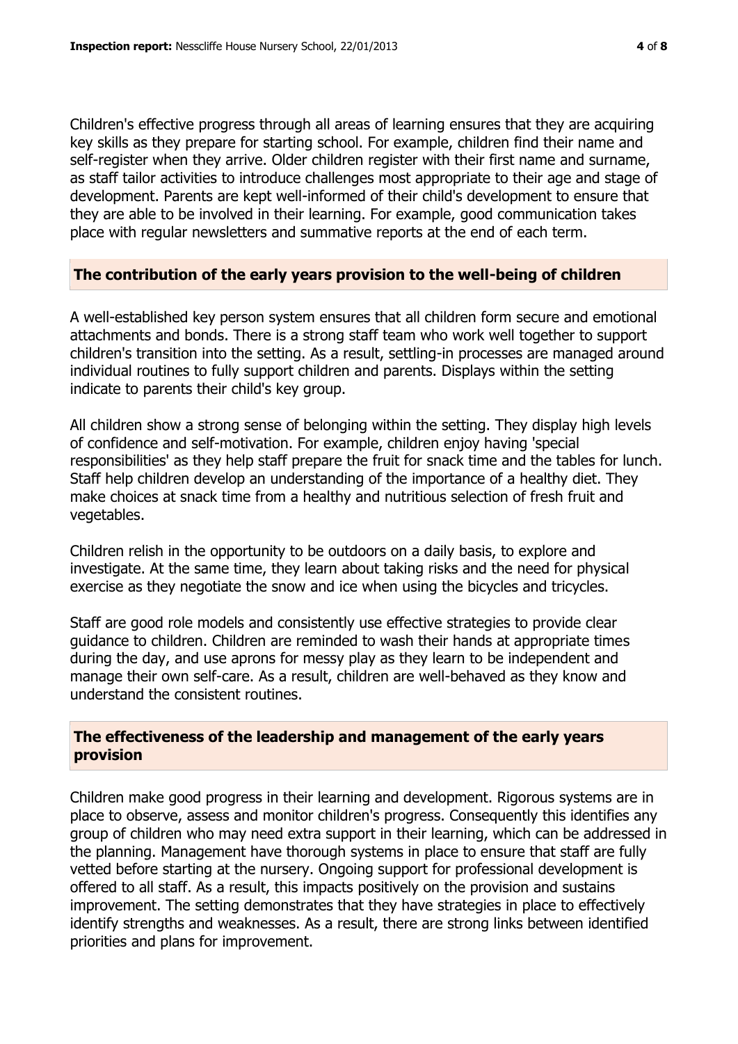Children's effective progress through all areas of learning ensures that they are acquiring key skills as they prepare for starting school. For example, children find their name and self-register when they arrive. Older children register with their first name and surname, as staff tailor activities to introduce challenges most appropriate to their age and stage of development. Parents are kept well-informed of their child's development to ensure that they are able to be involved in their learning. For example, good communication takes place with regular newsletters and summative reports at the end of each term.

## The contribution of the early years provision to the well-being of children

A well-established key person system ensures that all children form secure and emotional attachments and bonds. There is a strong staff team who work well together to support children's transition into the setting. As a result, settling-in processes are managed around individual routines to fully support children and parents. Displays within the setting indicate to parents their child's key group.

All children show a strong sense of belonging within the setting. They display high levels of confidence and self-motivation. For example, children enjoy having 'special responsibilities' as they help staff prepare the fruit for snack time and the tables for lunch. Staff help children develop an understanding of the importance of a healthy diet. They make choices at snack time from a healthy and nutritious selection of fresh fruit and vegetables.

Children relish in the opportunity to be outdoors on a daily basis, to explore and investigate. At the same time, they learn about taking risks and the need for physical exercise as they negotiate the snow and ice when using the bicycles and tricycles.

Staff are good role models and consistently use effective strategies to provide clear guidance to children. Children are reminded to wash their hands at appropriate times during the day, and use aprons for messy play as they learn to be independent and manage their own self-care. As a result, children are well-behaved as they know and understand the consistent routines.

## The effectiveness of the leadership and management of the early years provision

Children make good progress in their learning and development. Rigorous systems are in place to observe, assess and monitor children's progress. Consequently this identifies any group of children who may need extra support in their learning, which can be addressed in the planning. Management have thorough systems in place to ensure that staff are fully vetted before starting at the nursery. Ongoing support for professional development is offered to all staff. As a result, this impacts positively on the provision and sustains improvement. The setting demonstrates that they have strategies in place to effectively identify strengths and weaknesses. As a result, there are strong links between identified priorities and plans for improvement.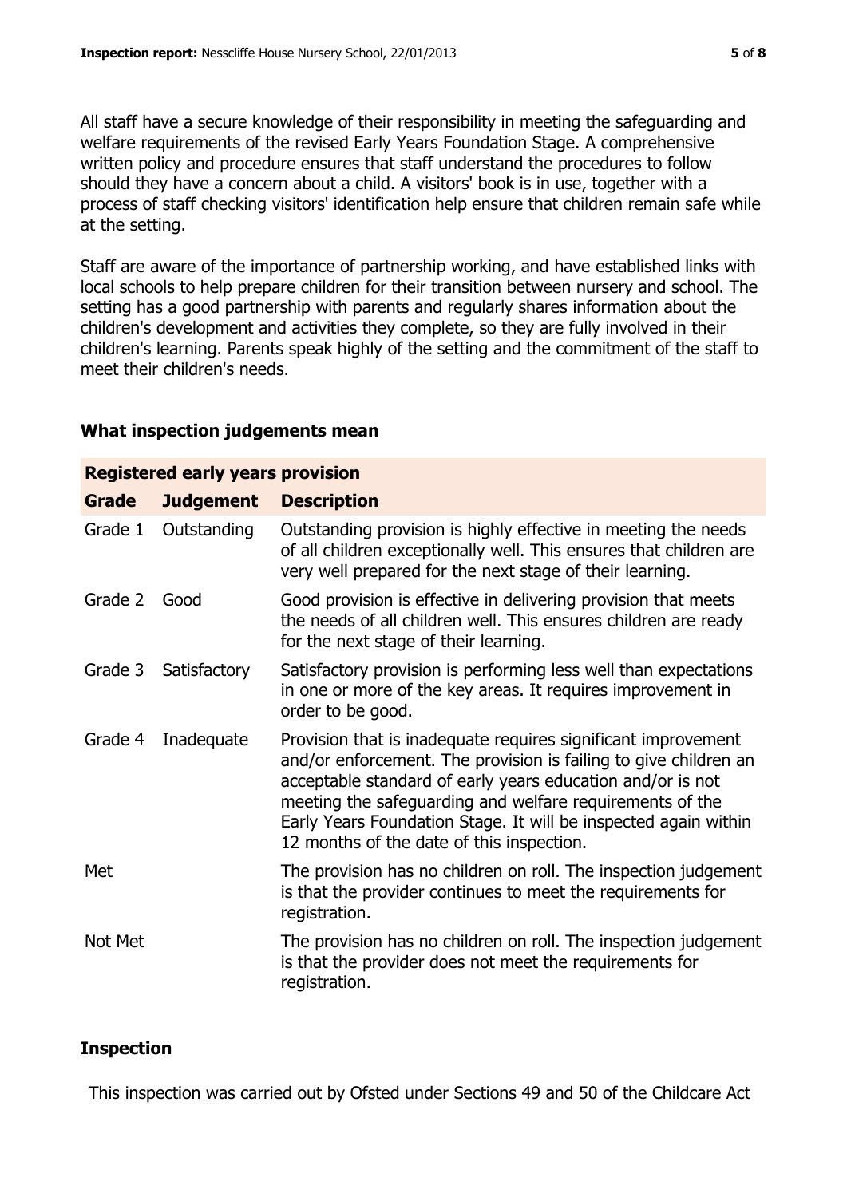All staff have a secure knowledge of their responsibility in meeting the safeguarding and welfare requirements of the revised Early Years Foundation Stage. A comprehensive written policy and procedure ensures that staff understand the procedures to follow should they have a concern about a child. A visitors' book is in use, together with a process of staff checking visitors' identification help ensure that children remain safe while at the setting.

Staff are aware of the importance of partnership working, and have established links with local schools to help prepare children for their transition between nursery and school. The setting has a good partnership with parents and regularly shares information about the children's development and activities they complete, so they are fully involved in their children's learning. Parents speak highly of the setting and the commitment of the staff to meet their children's needs.

## What inspection judgements mean

| **Registered early years provision** | | |
|---|---|---|
| **Grade** | **Judgement** | **Description** |
| Grade 1 | Outstanding | Outstanding provision is highly effective in meeting the needs of all children exceptionally well. This ensures that children are very well prepared for the next stage of their learning. |
| Grade 2 | Good | Good provision is effective in delivering provision that meets the needs of all children well. This ensures children are ready for the next stage of their learning. |
| Grade 3 | Satisfactory | Satisfactory provision is performing less well than expectations in one or more of the key areas. It requires improvement in order to be good. |
| Grade 4 | Inadequate | Provision that is inadequate requires significant improvement and/or enforcement. The provision is failing to give children an acceptable standard of early years education and/or is not meeting the safeguarding and welfare requirements of the Early Years Foundation Stage. It will be inspected again within 12 months of the date of this inspection. |
| Met | | The provision has no children on roll. The inspection judgement is that the provider continues to meet the requirements for registration. |
| Not Met | | The provision has no children on roll. The inspection judgement is that the provider does not meet the requirements for registration. |

## Inspection

This inspection was carried out by Ofsted under Sections 49 and 50 of the Childcare Act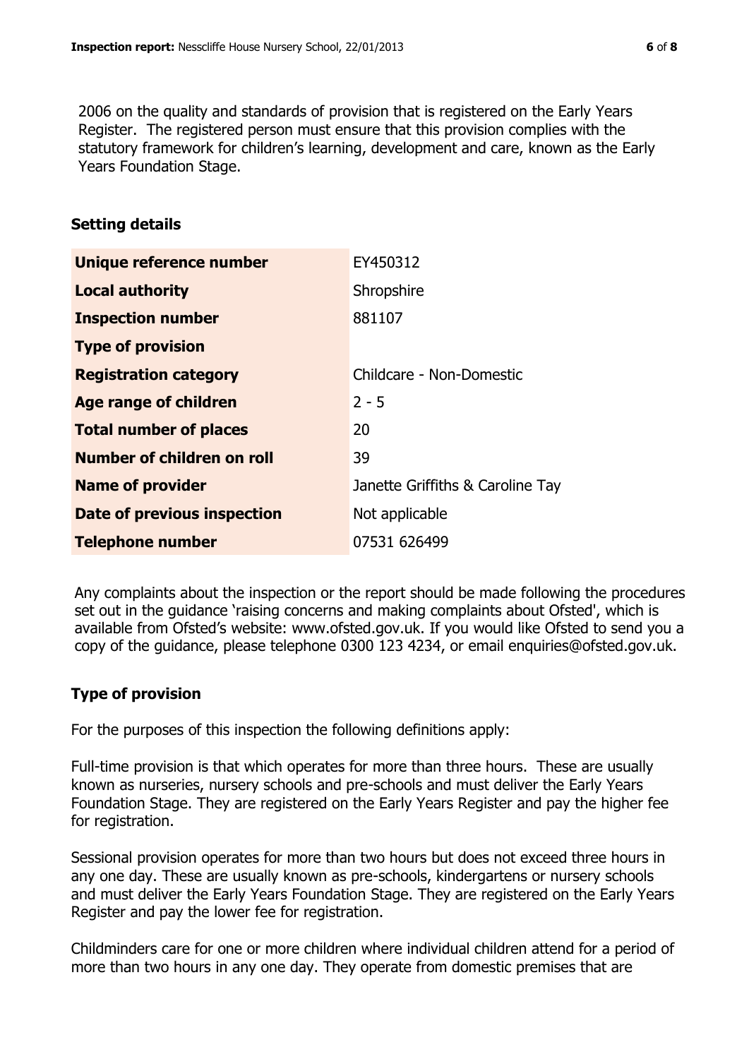2006 on the quality and standards of provision that is registered on the Early Years Register. The registered person must ensure that this provision complies with the statutory framework for children's learning, development and care, known as the Early Years Foundation Stage.

## Setting details

| | |
|---|---|
| **Unique reference number** | EY450312 |
| **Local authority** | Shropshire |
| **Inspection number** | 881107 |
| **Type of provision** | |
| **Registration category** | Childcare - Non-Domestic |
| **Age range of children** | 2 - 5 |
| **Total number of places** | 20 |
| **Number of children on roll** | 39 |
| **Name of provider** | Janette Griffiths & Caroline Tay |
| **Date of previous inspection** | Not applicable |
| **Telephone number** | 07531 626499 |

Any complaints about the inspection or the report should be made following the procedures set out in the guidance 'raising concerns and making complaints about Ofsted', which is available from Ofsted's website: www.ofsted.gov.uk. If you would like Ofsted to send you a copy of the guidance, please telephone 0300 123 4234, or email enquiries@ofsted.gov.uk.

## Type of provision

For the purposes of this inspection the following definitions apply:

Full-time provision is that which operates for more than three hours. These are usually known as nurseries, nursery schools and pre-schools and must deliver the Early Years Foundation Stage. They are registered on the Early Years Register and pay the higher fee for registration.

Sessional provision operates for more than two hours but does not exceed three hours in any one day. These are usually known as pre-schools, kindergartens or nursery schools and must deliver the Early Years Foundation Stage. They are registered on the Early Years Register and pay the lower fee for registration.

Childminders care for one or more children where individual children attend for a period of more than two hours in any one day. They operate from domestic premises that are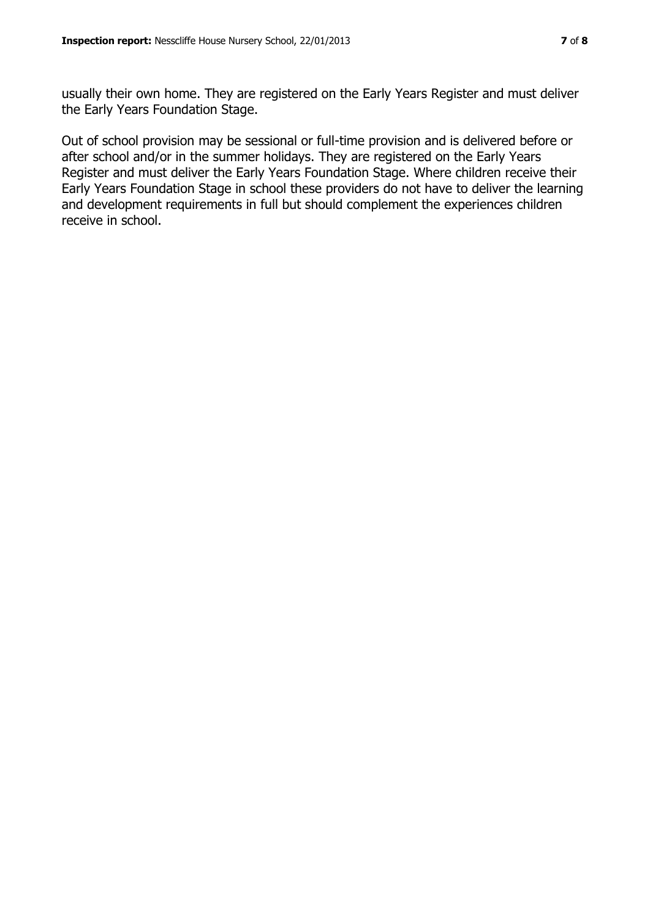usually their own home. They are registered on the Early Years Register and must deliver the Early Years Foundation Stage.

Out of school provision may be sessional or full-time provision and is delivered before or after school and/or in the summer holidays. They are registered on the Early Years Register and must deliver the Early Years Foundation Stage. Where children receive their Early Years Foundation Stage in school these providers do not have to deliver the learning and development requirements in full but should complement the experiences children receive in school.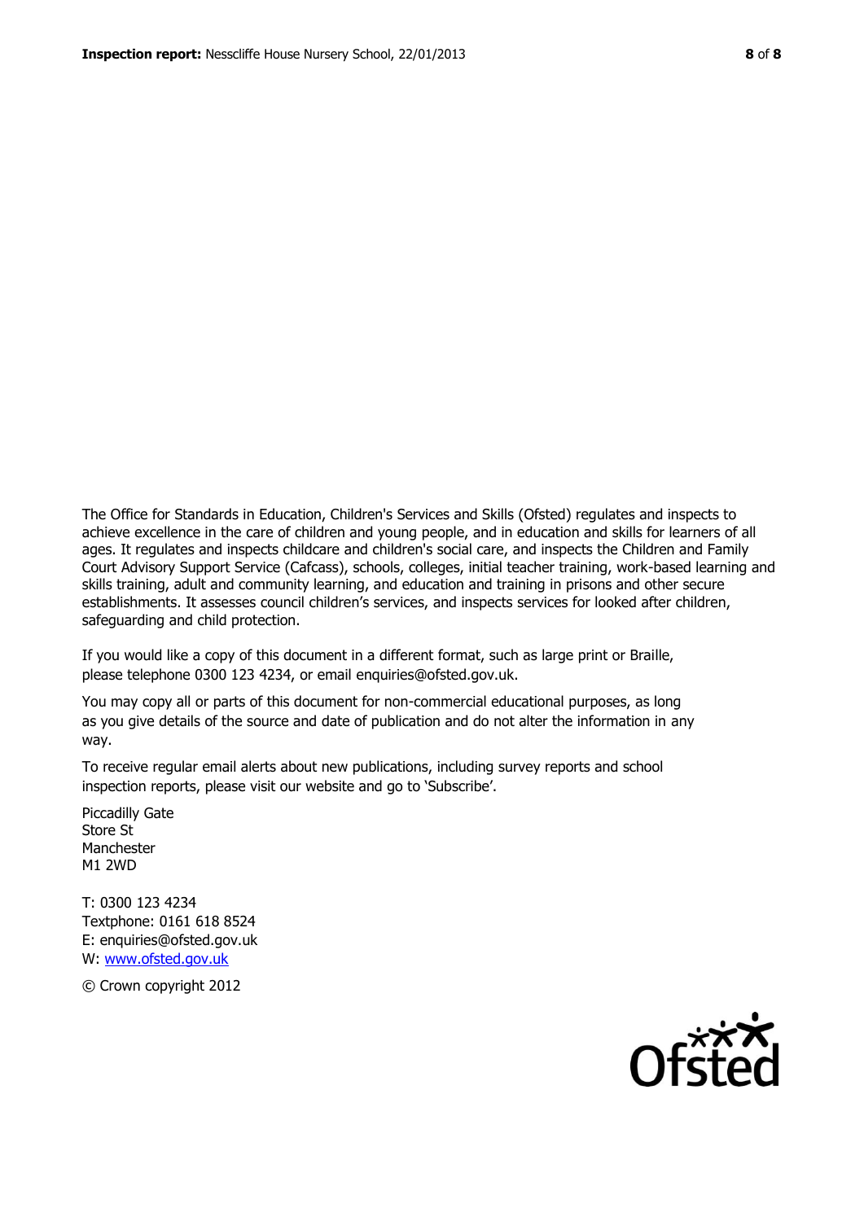The Office for Standards in Education, Children's Services and Skills (Ofsted) regulates and inspects to achieve excellence in the care of children and young people, and in education and skills for learners of all ages. It regulates and inspects childcare and children's social care, and inspects the Children and Family Court Advisory Support Service (Cafcass), schools, colleges, initial teacher training, work-based learning and skills training, adult and community learning, and education and training in prisons and other secure establishments. It assesses council children's services, and inspects services for looked after children, safeguarding and child protection.

If you would like a copy of this document in a different format, such as large print or Braille, please telephone 0300 123 4234, or email enquiries@ofsted.gov.uk.

You may copy all or parts of this document for non-commercial educational purposes, as long as you give details of the source and date of publication and do not alter the information in any way.

To receive regular email alerts about new publications, including survey reports and school inspection reports, please visit our website and go to 'Subscribe'.

Piccadilly Gate
Store St
Manchester
M1 2WD

T: 0300 123 4234
Textphone: 0161 618 8524
E: enquiries@ofsted.gov.uk
W: [www.ofsted.gov.uk](http://www.ofsted.gov.uk)

© Crown copyright 2012

Ofsted